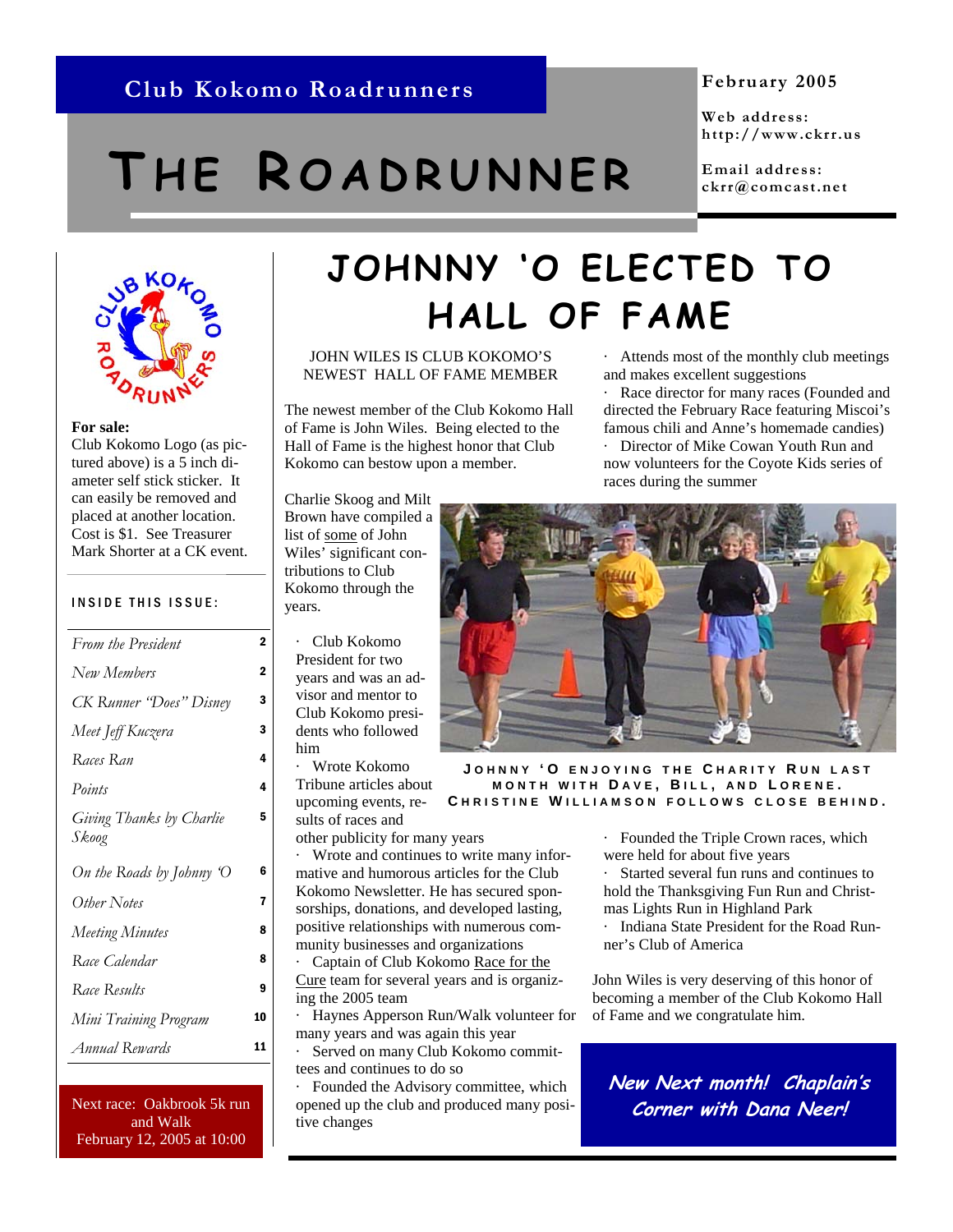Club Kokomo Roadrunners

# THE ROADRUNNER

February 2005

Web address: http://www.ckrr.us

Email address: ckrr@comcast.net

**For sale:**
Club Kokomo Logo (as pictured above) is a 5 inch diameter self stick sticker. It can easily be removed and placed at another location. Cost is $1. See Treasurer Mark Shorter at a CK event.

**INSIDE THIS ISSUE:**

| | |
|---|---|
| *From the President* | 2 |
| *New Members* | 2 |
| *CK Runner "Does" Disney* | 3 |
| *Meet Jeff Kuczera* | 3 |
| *Races Ran* | 4 |
| *Points* | 4 |
| *Giving Thanks by Charlie Skoog* | 5 |
| *On the Roads by Johnny 'O* | 6 |
| *Other Notes* | 7 |
| *Meeting Minutes* | 8 |
| *Race Calendar* | 8 |
| *Race Results* | 9 |
| *Mini Training Program* | 10 |
| *Annual Rewards* | 11 |

Next race: Oakbrook 5k run and Walk February 12, 2005 at 10:00

# JOHNNY 'O ELECTED TO HALL OF FAME

JOHN WILES IS CLUB KOKOMO'S NEWEST HALL OF FAME MEMBER

The newest member of the Club Kokomo Hall of Fame is John Wiles. Being elected to the Hall of Fame is the highest honor that Club Kokomo can bestow upon a member.

Charlie Skoog and Milt Brown have compiled a list of some of John Wiles' significant contributions to Club Kokomo through the years.

- Club Kokomo President for two years and was an advisor and mentor to Club Kokomo presidents who followed him
- Wrote Kokomo Tribune articles about upcoming events, results of races and other publicity for many years
- Wrote and continues to write many informative and humorous articles for the Club Kokomo Newsletter. He has secured sponsorships, donations, and developed lasting, positive relationships with numerous community businesses and organizations
- Captain of Club Kokomo Race for the Cure team for several years and is organizing the 2005 team
- Haynes Apperson Run/Walk volunteer for many years and was again this year
- Served on many Club Kokomo committees and continues to do so
- Founded the Advisory committee, which opened up the club and produced many positive changes
- Attends most of the monthly club meetings and makes excellent suggestions
- Race director for many races (Founded and directed the February Race featuring Miscoi's famous chili and Anne's homemade candies)
- Director of Mike Cowan Youth Run and now volunteers for the Coyote Kids series of races during the summer
- Founded the Triple Crown races, which were held for about five years
- Started several fun runs and continues to hold the Thanksgiving Fun Run and Christmas Lights Run in Highland Park
- Indiana State President for the Road Runner's Club of America

JOHNNY 'O ENJOYING THE CHARITY RUN LAST MONTH WITH DAVE, BILL, AND LORENE. CHRISTINE WILLIAMSON FOLLOWS CLOSE BEHIND.

John Wiles is very deserving of this honor of becoming a member of the Club Kokomo Hall of Fame and we congratulate him.

***New Next month! Chaplain's Corner with Dana Neer!***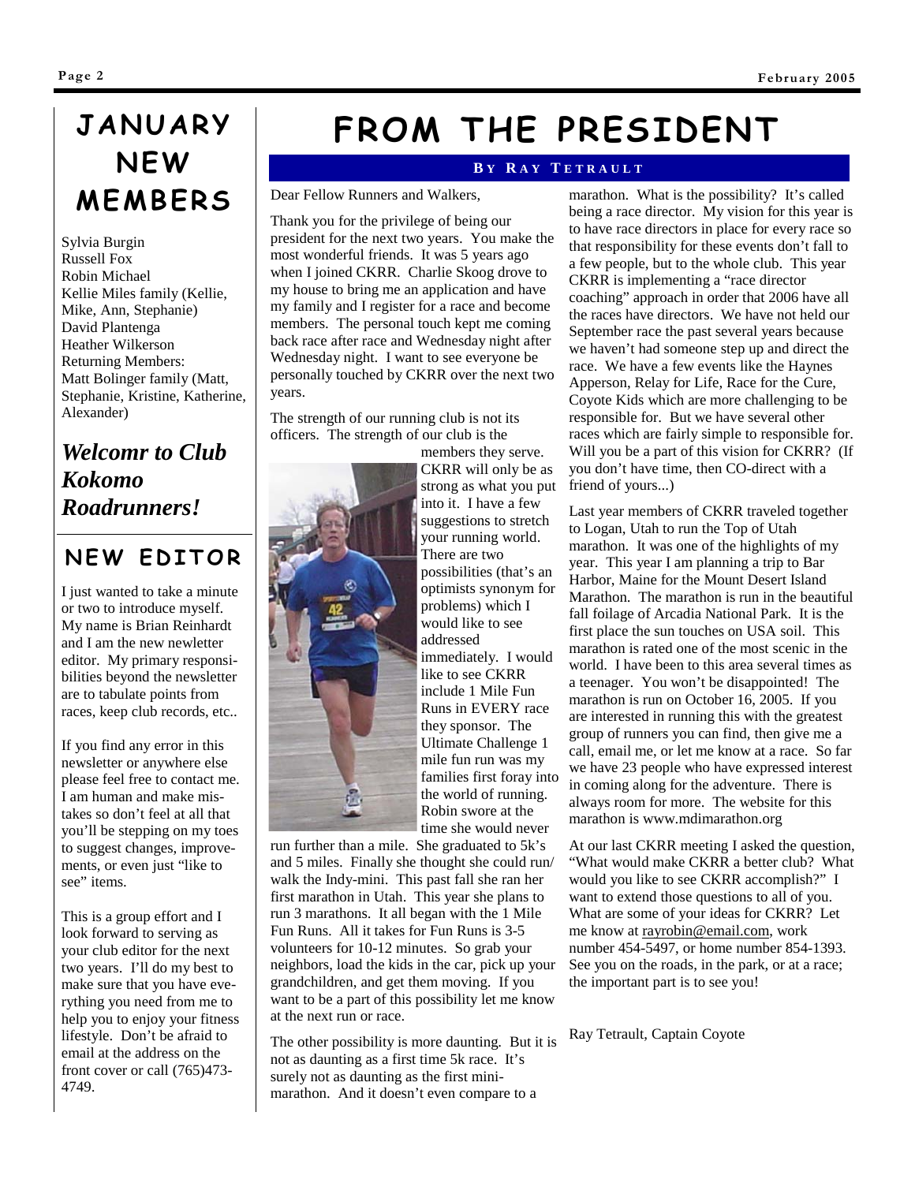# JANUARY NEW MEMBERS

Sylvia Burgin
Russell Fox
Robin Michael
Kellie Miles family (Kellie, Mike, Ann, Stephanie)
David Plantenga
Heather Wilkerson
Returning Members:
Matt Bolinger family (Matt, Stephanie, Kristine, Katherine, Alexander)

***Welcomr to Club Kokomo Roadrunners!***

## NEW EDITOR

I just wanted to take a minute or two to introduce myself. My name is Brian Reinhardt and I am the new newsletter editor. My primary responsibilities beyond the newsletter are to tabulate points from races, keep club records, etc..

If you find any error in this newsletter or anywhere else please feel free to contact me. I am human and make mistakes so don't feel at all that you'll be stepping on my toes to suggest changes, improvements, or even just "like to see" items.

This is a group effort and I look forward to serving as your club editor for the next two years. I'll do my best to make sure that you have everything you need from me to help you to enjoy your fitness lifestyle. Don't be afraid to email at the address on the front cover or call (765)473-4749.

# FROM THE PRESIDENT

**BY RAY TETRAULT**

Dear Fellow Runners and Walkers,

Thank you for the privilege of being our president for the next two years. You make the most wonderful friends. It was 5 years ago when I joined CKRR. Charlie Skoog drove to my house to bring me an application and have my family and I register for a race and become members. The personal touch kept me coming back race after race and Wednesday night after Wednesday night. I want to see everyone be personally touched by CKRR over the next two years.

The strength of our running club is not its officers. The strength of our club is the members they serve. CKRR will only be as strong as what you put into it. I have a few suggestions to stretch your running world. There are two possibilities (that's an optimists synonym for problems) which I would like to see addressed immediately. I would like to see CKRR include 1 Mile Fun Runs in EVERY race they sponsor. The Ultimate Challenge 1 mile fun run was my families first foray into the world of running. Robin swore at the time she would never run further than a mile. She graduated to 5k's and 5 miles. Finally she thought she could run/walk the Indy-mini. This past fall she ran her first marathon in Utah. This year she plans to run 3 marathons. It all began with the 1 Mile Fun Runs. All it takes for Fun Runs is 3-5 volunteers for 10-12 minutes. So grab your neighbors, load the kids in the car, pick up your grandchildren, and get them moving. If you want to be a part of this possibility let me know at the next run or race.

The other possibility is more daunting. But it is not as daunting as a first time 5k race. It's surely not as daunting as the first mini-marathon. And it doesn't even compare to a marathon. What is the possibility? It's called being a race director. My vision for this year is to have race directors in place for every race so that responsibility for these events don't fall to a few people, but to the whole club. This year CKRR is implementing a "race director coaching" approach in order that 2006 have all the races have directors. We have not held our September race the past several years because we haven't had someone step up and direct the race. We have a few events like the Haynes Apperson, Relay for Life, Race for the Cure, Coyote Kids which are more challenging to be responsible for. But we have several other races which are fairly simple to responsible for. Will you be a part of this vision for CKRR? (If you don't have time, then CO-direct with a friend of yours...)

Last year members of CKRR traveled together to Logan, Utah to run the Top of Utah marathon. It was one of the highlights of my year. This year I am planning a trip to Bar Harbor, Maine for the Mount Desert Island Marathon. The marathon is run in the beautiful fall foilage of Arcadia National Park. It is the first place the sun touches on USA soil. This marathon is rated one of the most scenic in the world. I have been to this area several times as a teenager. You won't be disappointed! The marathon is run on October 16, 2005. If you are interested in running this with the greatest group of runners you can find, then give me a call, email me, or let me know at a race. So far we have 23 people who have expressed interest in coming along for the adventure. There is always room for more. The website for this marathon is www.mdimarathon.org

At our last CKRR meeting I asked the question, "What would make CKRR a better club? What would you like to see CKRR accomplish?" I want to extend those questions to all of you. What are some of your ideas for CKRR? Let me know at rayrobin@email.com, work number 454-5497, or home number 854-1393. See you on the roads, in the park, or at a race; the important part is to see you!

Ray Tetrault, Captain Coyote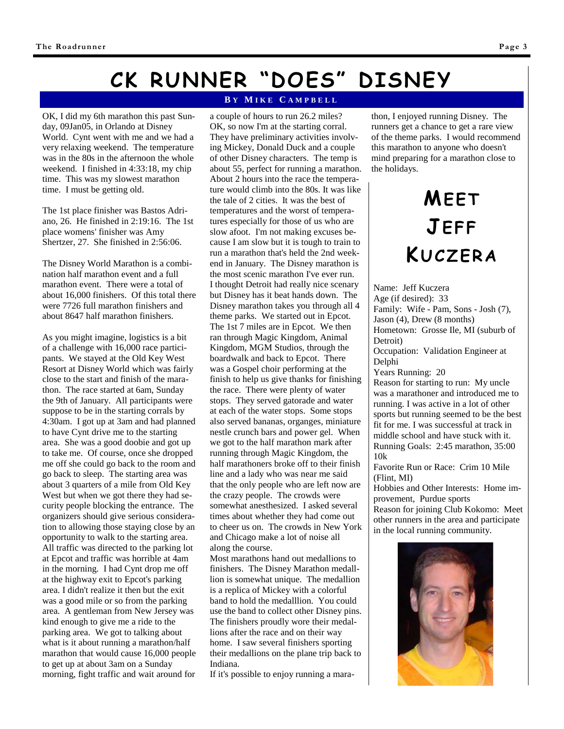# CK RUNNER "DOES" DISNEY

**BY MIKE CAMPBELL**

OK, I did my 6th marathon this past Sunday, 09Jan05, in Orlando at Disney World. Cynt went with me and we had a very relaxing weekend. The temperature was in the 80s in the afternoon the whole weekend. I finished in 4:33:18, my chip time. This was my slowest marathon time. I must be getting old.

The 1st place finisher was Bastos Adriano, 26. He finished in 2:19:16. The 1st place womens' finisher was Amy Shertzer, 27. She finished in 2:56:06.

The Disney World Marathon is a combination half marathon event and a full marathon event. There were a total of about 16,000 finishers. Of this total there were 7726 full marathon finishers and about 8647 half marathon finishers.

As you might imagine, logistics is a bit of a challenge with 16,000 race participants. We stayed at the Old Key West Resort at Disney World which was fairly close to the start and finish of the marathon. The race started at 6am, Sunday the 9th of January. All participants were suppose to be in the starting corrals by 4:30am. I got up at 3am and had planned to have Cynt drive me to the starting area. She was a good doobie and got up to take me. Of course, once she dropped me off she could go back to the room and go back to sleep. The starting area was about 3 quarters of a mile from Old Key West but when we got there they had security people blocking the entrance. The organizers should give serious consideration to allowing those staying close by an opportunity to walk to the starting area. All traffic was directed to the parking lot at Epcot and traffic was horrible at 4am in the morning. I had Cynt drop me off at the highway exit to Epcot's parking area. I didn't realize it then but the exit was a good mile or so from the parking area. A gentleman from New Jersey was kind enough to give me a ride to the parking area. We got to talking about what is it about running a marathon/half marathon that would cause 16,000 people to get up at about 3am on a Sunday morning, fight traffic and wait around for a couple of hours to run 26.2 miles? OK, so now I'm at the starting corral. They have preliminary activities involving Mickey, Donald Duck and a couple of other Disney characters. The temp is about 55, perfect for running a marathon. About 2 hours into the race the temperature would climb into the 80s. It was like the tale of 2 cities. It was the best of temperatures and the worst of temperatures especially for those of us who are slow afoot. I'm not making excuses because I am slow but it is tough to train to run a marathon that's held the 2nd weekend in January. The Disney marathon is the most scenic marathon I've ever run. I thought Detroit had really nice scenary but Disney has it beat hands down. The Disney marathon takes you through all 4 theme parks. We started out in Epcot. The 1st 7 miles are in Epcot. We then ran through Magic Kingdom, Animal Kingdom, MGM Studios, through the boardwalk and back to Epcot. There was a Gospel choir performing at the finish to help us give thanks for finishing the race. There were plenty of water stops. They served gatorade and water at each of the water stops. Some stops also served bananas, organges, miniature nestle crunch bars and power gel. When we got to the half marathon mark after running through Magic Kingdom, the half marathoners broke off to their finish line and a lady who was near me said that the only people who are left now are the crazy people. The crowds were somewhat anesthesized. I asked several times about whether they had come out to cheer us on. The crowds in New York and Chicago make a lot of noise all along the course.

Most marathons hand out medallions to finishers. The Disney Marathon medalllion is somewhat unique. The medallion is a replica of Mickey with a colorful band to hold the medalllion. You could use the band to collect other Disney pins. The finishers proudly wore their medallions after the race and on their way home. I saw several finishers sporting their medallions on the plane trip back to Indiana.

If it's possible to enjoy running a marathon, I enjoyed running Disney. The runners get a chance to get a rare view of the theme parks. I would recommend this marathon to anyone who doesn't mind preparing for a marathon close to the holidays.

# MEET JEFF KUCZERA

Name: Jeff Kuczera
Age (if desired): 33
Family: Wife - Pam, Sons - Josh (7), Jason (4), Drew (8 months)
Hometown: Grosse Ile, MI (suburb of Detroit)
Occupation: Validation Engineer at Delphi
Years Running: 20
Reason for starting to run: My uncle was a marathoner and introduced me to running. I was active in a lot of other sports but running seemed to be the best fit for me. I was successful at track in middle school and have stuck with it.
Running Goals: 2:45 marathon, 35:00 10k
Favorite Run or Race: Crim 10 Mile (Flint, MI)
Hobbies and Other Interests: Home improvement, Purdue sports
Reason for joining Club Kokomo: Meet other runners in the area and participate in the local running community.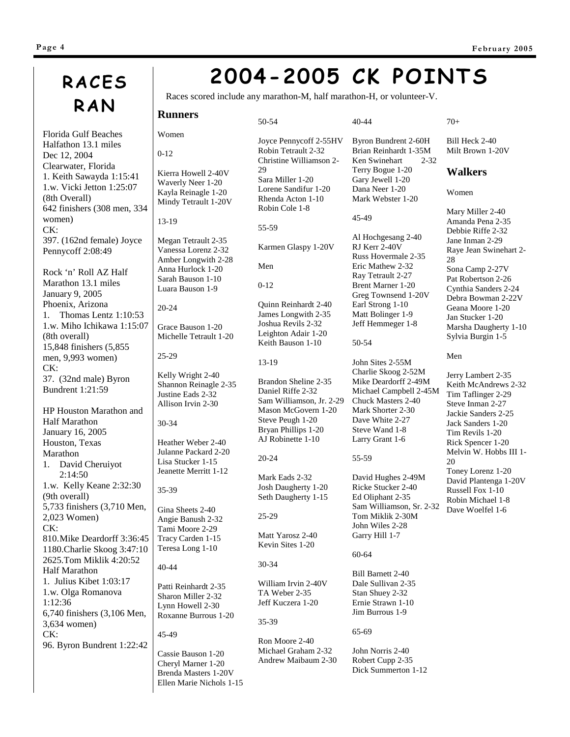# RACES RAN

Florida Gulf Beaches Halfathon 13.1 miles
Dec 12, 2004
Clearwater, Florida
1. Keith Sawayda 1:15:41
1.w. Vicki Jetton 1:25:07 (8th Overall)
642 finishers (308 men, 334 women)
CK:
397. (162nd female) Joyce Pennycoff 2:08:49

Rock 'n' Roll AZ Half Marathon 13.1 miles
January 9, 2005
Phoenix, Arizona
1. Thomas Lentz 1:10:53
1.w. Miho Ichikawa 1:15:07 (8th overall)
15,848 finishers (5,855 men, 9,993 women)
CK:
37. (32nd male) Byron Bundrent 1:21:59

HP Houston Marathon and Half Marathon
January 16, 2005
Houston, Texas
Marathon
1. David Cheruiyot 2:14:50
1.w. Kelly Keane 2:32:30 (9th overall)
5,733 finishers (3,710 Men, 2,023 Women)
CK:
810.Mike Deardorff 3:36:45
1180.Charlie Skoog 3:47:10
2625.Tom Miklik 4:20:52
Half Marathon
1. Julius Kibet 1:03:17
1.w. Olga Romanova 1:12:36
6,740 finishers (3,106 Men, 3,634 women)
CK:
96. Byron Bundrent 1:22:42

# 2004-2005 CK POINTS

Races scored include any marathon-M, half marathon-H, or volunteer-V.

## Runners

Women

0-12

Kierra Howell 2-40V
Waverly Neer 1-20
Kayla Reinagle 1-20
Mindy Tetrault 1-20V

13-19

Megan Tetrault 2-35
Vanessa Lorenz 2-32
Amber Longwith 2-28
Anna Hurlock 1-20
Sarah Bauson 1-10
Luara Bauson 1-9

20-24

Grace Bauson 1-20
Michelle Tetrault 1-20

25-29

Kelly Wright 2-40
Shannon Reinagle 2-35
Justine Eads 2-32
Allison Irvin 2-30

30-34

Heather Weber 2-40
Julanne Packard 2-20
Lisa Stucker 1-15
Jeanette Merritt 1-12

35-39

Gina Sheets 2-40
Angie Banush 2-32
Tami Moore 2-29
Tracy Carden 1-15
Teresa Long 1-10

40-44

Patti Reinhardt 2-35
Sharon Miller 2-32
Lynn Howell 2-30
Roxanne Burrous 1-20

45-49

Cassie Bauson 1-20
Cheryl Marner 1-20
Brenda Masters 1-20V
Ellen Marie Nichols 1-15

50-54

Joyce Pennycoff 2-55HV
Robin Tetrault 2-32
Christine Williamson 2-29
Sara Miller 1-20
Lorene Sandifur 1-20
Rhenda Acton 1-10
Robin Cole 1-8

55-59

Karmen Glaspy 1-20V

Men

0-12

Quinn Reinhardt 2-40
James Longwith 2-35
Joshua Revils 2-32
Leighton Adair 1-20
Keith Bauson 1-10

13-19

Brandon Sheline 2-35
Daniel Riffe 2-32
Sam Williamson, Jr. 2-29
Mason McGovern 1-20
Steve Peugh 1-20
Bryan Phillips 1-20
AJ Robinette 1-10

20-24

Mark Eads 2-32
Josh Daugherty 1-20
Seth Daugherty 1-15

25-29

Matt Yarosz 2-40
Kevin Sites 1-20

30-34

William Irvin 2-40V
TA Weber 2-35
Jeff Kuczera 1-20

35-39

Ron Moore 2-40
Michael Graham 2-32
Andrew Maibaum 2-30

40-44

Byron Bundrent 2-60H
Brian Reinhardt 1-35M
Ken Swinehart 2-32
Terry Bogue 1-20
Gary Jewell 1-20
Dana Neer 1-20
Mark Webster 1-20

45-49

Al Hochgesang 2-40
RJ Kerr 2-40V
Russ Hovermale 2-35
Eric Mathew 2-32
Ray Tetrault 2-27
Brent Marner 1-20
Greg Townsend 1-20V
Earl Strong 1-10
Matt Bolinger 1-9
Jeff Hemmeger 1-8

50-54

John Sites 2-55M
Charlie Skoog 2-52M
Mike Deardorff 2-49M
Michael Campbell 2-45M
Chuck Masters 2-40
Mark Shorter 2-30
Dave White 2-27
Steve Wand 1-8
Larry Grant 1-6

55-59

David Hughes 2-49M
Ricke Stucker 2-40
Ed Oliphant 2-35
Sam Williamson, Sr. 2-32
Tom Miklik 2-30M
John Wiles 2-28
Garry Hill 1-7

60-64

Bill Barnett 2-40
Dale Sullivan 2-35
Stan Shuey 2-32
Ernie Strawn 1-10
Jim Burrous 1-9

65-69

John Norris 2-40
Robert Cupp 2-35
Dick Summerton 1-12

70+

Bill Heck 2-40
Milt Brown 1-20V

## Walkers

Women

Mary Miller 2-40
Amanda Pena 2-35
Debbie Riffe 2-32
Jane Inman 2-29
Raye Jean Swinehart 2-28
Sona Camp 2-27V
Pat Robertson 2-26
Cynthia Sanders 2-24
Debra Bowman 2-22V
Geana Moore 1-20
Jan Stucker 1-20
Marsha Daugherty 1-10
Sylvia Burgin 1-5

Men

Jerry Lambert 2-35
Keith McAndrews 2-32
Tim Taflinger 2-29
Steve Inman 2-27
Jackie Sanders 2-25
Jack Sanders 1-20
Tim Revils 1-20
Rick Spencer 1-20
Melvin W. Hobbs III 1-20
Toney Lorenz 1-20
David Plantenga 1-20V
Russell Fox 1-10
Robin Michael 1-8
Dave Woelfel 1-6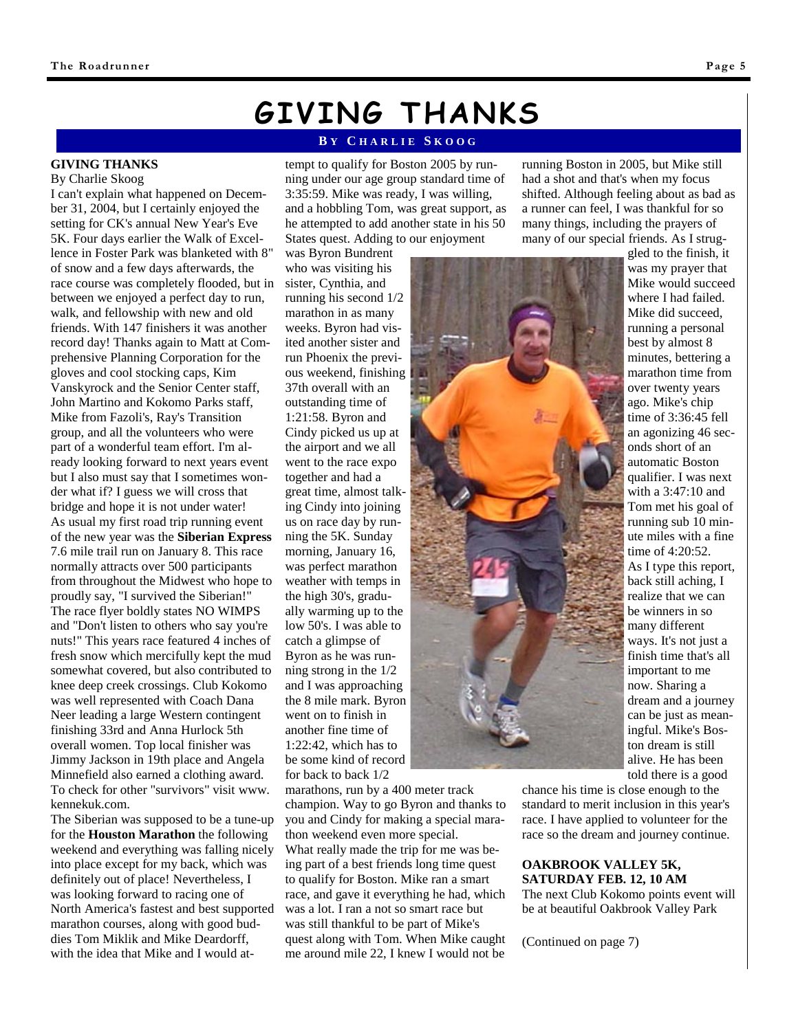# GIVING THANKS

**BY CHARLIE SKOOG**

**GIVING THANKS**

By Charlie Skoog

I can't explain what happened on December 31, 2004, but I certainly enjoyed the setting for CK's annual New Year's Eve 5K. Four days earlier the Walk of Excellence in Foster Park was blanketed with 8" of snow and a few days afterwards, the race course was completely flooded, but in between we enjoyed a perfect day to run, walk, and fellowship with new and old friends. With 147 finishers it was another record day! Thanks again to Matt at Comprehensive Planning Corporation for the gloves and cool stocking caps, Kim Vanskyrock and the Senior Center staff, John Martino and Kokomo Parks staff, Mike from Fazoli's, Ray's Transition group, and all the volunteers who were part of a wonderful team effort. I'm already looking forward to next years event but I also must say that I sometimes wonder what if? I guess we will cross that bridge and hope it is not under water!

As usual my first road trip running event of the new year was the **Siberian Express** 7.6 mile trail run on January 8. This race normally attracts over 500 participants from throughout the Midwest who hope to proudly say, "I survived the Siberian!" The race flyer boldly states NO WIMPS and "Don't listen to others who say you're nuts!" This years race featured 4 inches of fresh snow which mercifully kept the mud somewhat covered, but also contributed to knee deep creek crossings. Club Kokomo was well represented with Coach Dana Neer leading a large Western contingent finishing 33rd and Anna Hurlock 5th overall women. Top local finisher was Jimmy Jackson in 19th place and Angela Minnefield also earned a clothing award. To check for other "survivors" visit www.kennekuk.com.

The Siberian was supposed to be a tune-up for the **Houston Marathon** the following weekend and everything was falling nicely into place except for my back, which was definitely out of place! Nevertheless, I was looking forward to racing one of North America's fastest and best supported marathon courses, along with good buddies Tom Miklik and Mike Deardorff, with the idea that Mike and I would attempt to qualify for Boston 2005 by running under our age group standard time of 3:35:59. Mike was ready, I was willing, and a hobbling Tom, was great support, as he attempted to add another state in his 50 States quest. Adding to our enjoyment was Byron Bundrent who was visiting his sister, Cynthia, and running his second 1/2 marathon in as many weeks. Byron had visited another sister and run Phoenix the previous weekend, finishing 37th overall with an outstanding time of 1:21:58. Byron and Cindy picked us up at the airport and we all went to the race expo together and had a great time, almost talking Cindy into joining us on race day by running the 5K. Sunday morning, January 16, was perfect marathon weather with temps in the high 30's, gradually warming up to the low 50's. I was able to catch a glimpse of Byron as he was running strong in the 1/2 and I was approaching the 8 mile mark. Byron went on to finish in another fine time of 1:22:42, which has to be some kind of record for back to back 1/2 marathons, run by a 400 meter track champion. Way to go Byron and thanks to you and Cindy for making a special marathon weekend even more special.

What really made the trip for me was being part of a best friends long time quest to qualify for Boston. Mike ran a smart race, and gave it everything he had, which was a lot. I ran a not so smart race but was still thankful to be part of Mike's quest along with Tom. When Mike caught me around mile 22, I knew I would not be running Boston in 2005, but Mike still had a shot and that's when my focus shifted. Although feeling about as bad as a runner can feel, I was thankful for so many things, including the prayers of many of our special friends. As I struggled to the finish, it was my prayer that Mike would succeed where I had failed. Mike did succeed, running a personal best by almost 8 minutes, bettering a marathon time from over twenty years ago. Mike's chip time of 3:36:45 fell an agonizing 46 seconds short of an automatic Boston qualifier. I was next with a 3:47:10 and Tom met his goal of running sub 10 minute miles with a fine time of 4:20:52.

As I type this report, back still aching, I realize that we can be winners in so many different ways. It's not just a finish time that's all important to me now. Sharing a dream and a journey can be just as meaningful. Mike's Boston dream is still alive. He has been told there is a good chance his time is close enough to the standard to merit inclusion in this year's race. I have applied to volunteer for the race so the dream and journey continue.

**OAKBROOK VALLEY 5K, SATURDAY FEB. 12, 10 AM**

The next Club Kokomo points event will be at beautiful Oakbrook Valley Park

(Continued on page 7)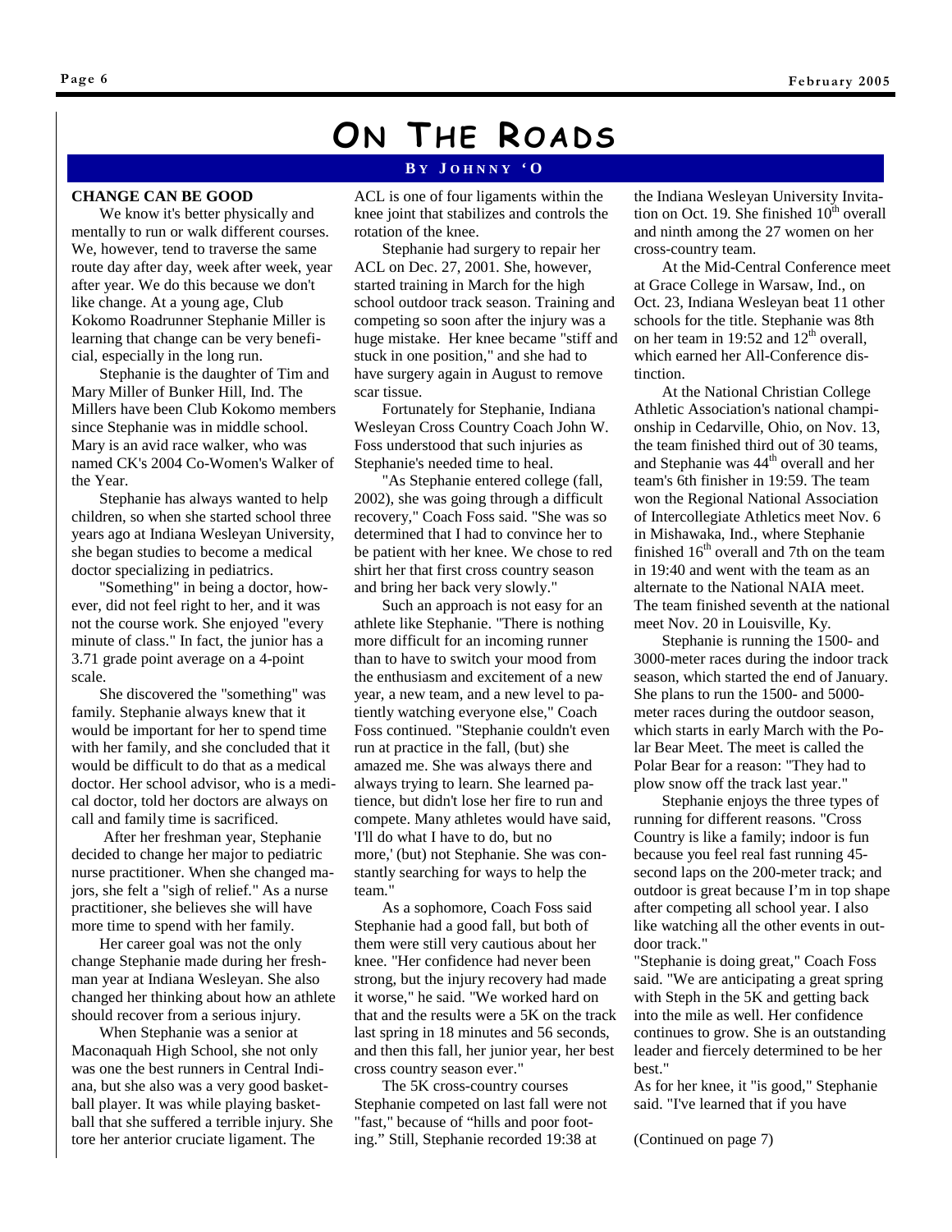# ON THE ROADS

**BY JOHNNY 'O**

**CHANGE CAN BE GOOD**

We know it's better physically and mentally to run or walk different courses. We, however, tend to traverse the same route day after day, week after week, year after year. We do this because we don't like change. At a young age, Club Kokomo Roadrunner Stephanie Miller is learning that change can be very beneficial, especially in the long run.

Stephanie is the daughter of Tim and Mary Miller of Bunker Hill, Ind. The Millers have been Club Kokomo members since Stephanie was in middle school. Mary is an avid race walker, who was named CK's 2004 Co-Women's Walker of the Year.

Stephanie has always wanted to help children, so when she started school three years ago at Indiana Wesleyan University, she began studies to become a medical doctor specializing in pediatrics.

"Something" in being a doctor, however, did not feel right to her, and it was not the course work. She enjoyed "every minute of class." In fact, the junior has a 3.71 grade point average on a 4-point scale.

She discovered the "something" was family. Stephanie always knew that it would be important for her to spend time with her family, and she concluded that it would be difficult to do that as a medical doctor. Her school advisor, who is a medical doctor, told her doctors are always on call and family time is sacrificed.

After her freshman year, Stephanie decided to change her major to pediatric nurse practitioner. When she changed majors, she felt a "sigh of relief." As a nurse practitioner, she believes she will have more time to spend with her family.

Her career goal was not the only change Stephanie made during her freshman year at Indiana Wesleyan. She also changed her thinking about how an athlete should recover from a serious injury.

When Stephanie was a senior at Maconaquah High School, she not only was one the best runners in Central Indiana, but she also was a very good basketball player. It was while playing basketball that she suffered a terrible injury. She tore her anterior cruciate ligament. The ACL is one of four ligaments within the knee joint that stabilizes and controls the rotation of the knee.

Stephanie had surgery to repair her ACL on Dec. 27, 2001. She, however, started training in March for the high school outdoor track season. Training and competing so soon after the injury was a huge mistake. Her knee became "stiff and stuck in one position," and she had to have surgery again in August to remove scar tissue.

Fortunately for Stephanie, Indiana Wesleyan Cross Country Coach John W. Foss understood that such injuries as Stephanie's needed time to heal.

"As Stephanie entered college (fall, 2002), she was going through a difficult recovery," Coach Foss said. "She was so determined that I had to convince her to be patient with her knee. We chose to red shirt her that first cross country season and bring her back very slowly."

Such an approach is not easy for an athlete like Stephanie. "There is nothing more difficult for an incoming runner than to have to switch your mood from the enthusiasm and excitement of a new year, a new team, and a new level to patiently watching everyone else," Coach Foss continued. "Stephanie couldn't even run at practice in the fall, (but) she amazed me. She was always there and always trying to learn. She learned patience, but didn't lose her fire to run and compete. Many athletes would have said, 'I'll do what I have to do, but no more,' (but) not Stephanie. She was constantly searching for ways to help the team."

As a sophomore, Coach Foss said Stephanie had a good fall, but both of them were still very cautious about her knee. "Her confidence had never been strong, but the injury recovery had made it worse," he said. "We worked hard on that and the results were a 5K on the track last spring in 18 minutes and 56 seconds, and then this fall, her junior year, her best cross country season ever."

The 5K cross-country courses Stephanie competed on last fall were not "fast," because of "hills and poor footing." Still, Stephanie recorded 19:38 at the Indiana Wesleyan University Invitation on Oct. 19. She finished 10th overall and ninth among the 27 women on her cross-country team.

At the Mid-Central Conference meet at Grace College in Warsaw, Ind., on Oct. 23, Indiana Wesleyan beat 11 other schools for the title. Stephanie was 8th on her team in 19:52 and 12th overall, which earned her All-Conference distinction.

At the National Christian College Athletic Association's national championship in Cedarville, Ohio, on Nov. 13, the team finished third out of 30 teams, and Stephanie was 44th overall and her team's 6th finisher in 19:59. The team won the Regional National Association of Intercollegiate Athletics meet Nov. 6 in Mishawaka, Ind., where Stephanie finished 16th overall and 7th on the team in 19:40 and went with the team as an alternate to the National NAIA meet. The team finished seventh at the national meet Nov. 20 in Louisville, Ky.

Stephanie is running the 1500- and 3000-meter races during the indoor track season, which started the end of January. She plans to run the 1500- and 5000-meter races during the outdoor season, which starts in early March with the Polar Bear Meet. The meet is called the Polar Bear for a reason: "They had to plow snow off the track last year."

Stephanie enjoys the three types of running for different reasons. "Cross Country is like a family; indoor is fun because you feel real fast running 45-second laps on the 200-meter track; and outdoor is great because I'm in top shape after competing all school year. I also like watching all the other events in outdoor track."

"Stephanie is doing great," Coach Foss said. "We are anticipating a great spring with Steph in the 5K and getting back into the mile as well. Her confidence continues to grow. She is an outstanding leader and fiercely determined to be her best."

As for her knee, it "is good," Stephanie said. "I've learned that if you have

(Continued on page 7)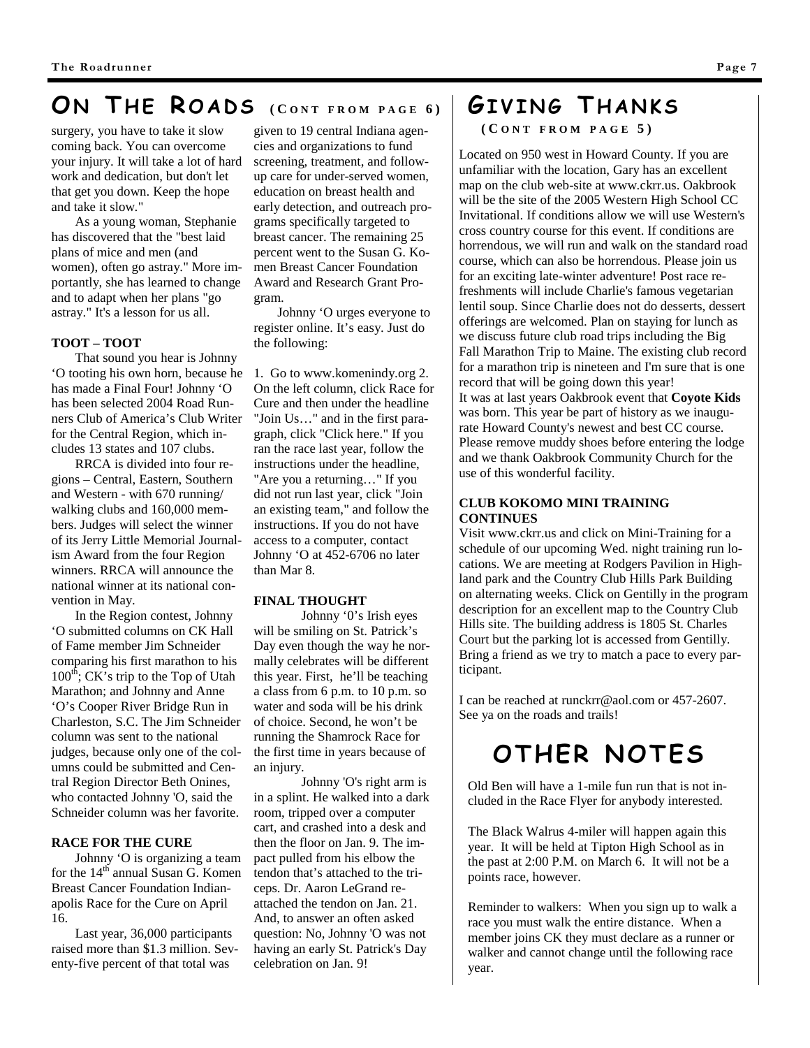## ON THE ROADS (CONT FROM PAGE 6)

surgery, you have to take it slow coming back. You can overcome your injury. It will take a lot of hard work and dedication, but don't let that get you down. Keep the hope and take it slow."

As a young woman, Stephanie has discovered that the "best laid plans of mice and men (and women), often go astray." More importantly, she has learned to change and to adapt when her plans "go astray." It's a lesson for us all.

**TOOT – TOOT**

That sound you hear is Johnny 'O tooting his own horn, because he has made a Final Four! Johnny 'O has been selected 2004 Road Runners Club of America's Club Writer for the Central Region, which includes 13 states and 107 clubs.

RRCA is divided into four regions – Central, Eastern, Southern and Western - with 670 running/walking clubs and 160,000 members. Judges will select the winner of its Jerry Little Memorial Journalism Award from the four Region winners. RRCA will announce the national winner at its national convention in May.

In the Region contest, Johnny 'O submitted columns on CK Hall of Fame member Jim Schneider comparing his first marathon to his 100th; CK's trip to the Top of Utah Marathon; and Johnny and Anne 'O's Cooper River Bridge Run in Charleston, S.C. The Jim Schneider column was sent to the national judges, because only one of the columns could be submitted and Central Region Director Beth Onines, who contacted Johnny 'O, said the Schneider column was her favorite.

**RACE FOR THE CURE**

Johnny 'O is organizing a team for the 14th annual Susan G. Komen Breast Cancer Foundation Indianapolis Race for the Cure on April 16.

Last year, 36,000 participants raised more than $1.3 million. Seventy-five percent of that total was given to 19 central Indiana agencies and organizations to fund screening, treatment, and follow-up care for under-served women, education on breast health and early detection, and outreach programs specifically targeted to breast cancer. The remaining 25 percent went to the Susan G. Komen Breast Cancer Foundation Award and Research Grant Program.

Johnny 'O urges everyone to register online. It's easy. Just do the following:

1. Go to www.komenindy.org 2. On the left column, click Race for Cure and then under the headline "Join Us…" and in the first paragraph, click "Click here." If you ran the race last year, follow the instructions under the headline, "Are you a returning…" If you did not run last year, click "Join an existing team," and follow the instructions. If you do not have access to a computer, contact Johnny 'O at 452-6706 no later than Mar 8.

**FINAL THOUGHT**

Johnny '0's Irish eyes will be smiling on St. Patrick's Day even though the way he normally celebrates will be different this year. First, he'll be teaching a class from 6 p.m. to 10 p.m. so water and soda will be his drink of choice. Second, he won't be running the Shamrock Race for the first time in years because of an injury.

Johnny 'O's right arm is in a splint. He walked into a dark room, tripped over a computer cart, and crashed into a desk and then the floor on Jan. 9. The impact pulled from his elbow the tendon that's attached to the triceps. Dr. Aaron LeGrand reattached the tendon on Jan. 21. And, to answer an often asked question: No, Johnny 'O was not having an early St. Patrick's Day celebration on Jan. 9!

## GIVING THANKS (CONT FROM PAGE 5)

Located on 950 west in Howard County. If you are unfamiliar with the location, Gary has an excellent map on the club web-site at www.ckrr.us. Oakbrook will be the site of the 2005 Western High School CC Invitational. If conditions allow we will use Western's cross country course for this event. If conditions are horrendous, we will run and walk on the standard road course, which can also be horrendous. Please join us for an exciting late-winter adventure! Post race refreshments will include Charlie's famous vegetarian lentil soup. Since Charlie does not do desserts, dessert offerings are welcomed. Plan on staying for lunch as we discuss future club road trips including the Big Fall Marathon Trip to Maine. The existing club record for a marathon trip is nineteen and I'm sure that is one record that will be going down this year!

It was at last years Oakbrook event that **Coyote Kids** was born. This year be part of history as we inaugurate Howard County's newest and best CC course. Please remove muddy shoes before entering the lodge and we thank Oakbrook Community Church for the use of this wonderful facility.

**CLUB KOKOMO MINI TRAINING CONTINUES**

Visit www.ckrr.us and click on Mini-Training for a schedule of our upcoming Wed. night training run locations. We are meeting at Rodgers Pavilion in Highland park and the Country Club Hills Park Building on alternating weeks. Click on Gentilly in the program description for an excellent map to the Country Club Hills site. The building address is 1805 St. Charles Court but the parking lot is accessed from Gentilly. Bring a friend as we try to match a pace to every participant.

I can be reached at runckrr@aol.com or 457-2607. See ya on the roads and trails!

## OTHER NOTES

Old Ben will have a 1-mile fun run that is not included in the Race Flyer for anybody interested.

The Black Walrus 4-miler will happen again this year. It will be held at Tipton High School as in the past at 2:00 P.M. on March 6. It will not be a points race, however.

Reminder to walkers: When you sign up to walk a race you must walk the entire distance. When a member joins CK they must declare as a runner or walker and cannot change until the following race year.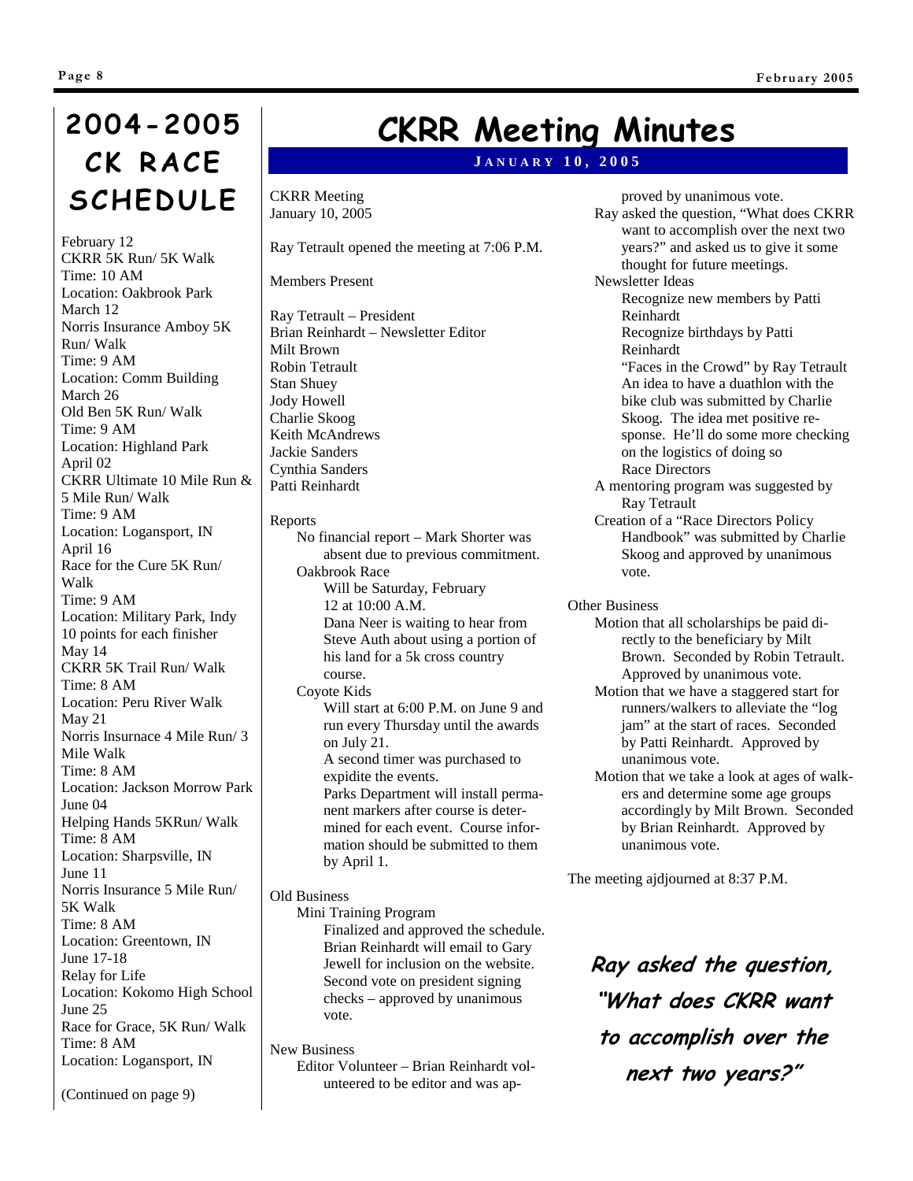# 2004-2005 CK RACE SCHEDULE

February 12
CKRR 5K Run/ 5K Walk
Time: 10 AM
Location: Oakbrook Park

March 12
Norris Insurance Amboy 5K Run/ Walk
Time: 9 AM
Location: Comm Building

March 26
Old Ben 5K Run/ Walk
Time: 9 AM
Location: Highland Park

April 02
CKRR Ultimate 10 Mile Run & 5 Mile Run/ Walk
Time: 9 AM
Location: Logansport, IN

April 16
Race for the Cure 5K Run/ Walk
Time: 9 AM
Location: Military Park, Indy
10 points for each finisher

May 14
CKRR 5K Trail Run/ Walk
Time: 8 AM
Location: Peru River Walk

May 21
Norris Insurnace 4 Mile Run/ 3 Mile Walk
Time: 8 AM
Location: Jackson Morrow Park

June 04
Helping Hands 5KRun/ Walk
Time: 8 AM
Location: Sharpsville, IN

June 11
Norris Insurance 5 Mile Run/ 5K Walk
Time: 8 AM
Location: Greentown, IN

June 17-18
Relay for Life
Location: Kokomo High School

June 25
Race for Grace, 5K Run/ Walk
Time: 8 AM
Location: Logansport, IN

(Continued on page 9)

# CKRR Meeting Minutes

**JANUARY 10, 2005**

CKRR Meeting
January 10, 2005

Ray Tetrault opened the meeting at 7:06 P.M.

Members Present

Ray Tetrault – President
Brian Reinhardt – Newsletter Editor
Milt Brown
Robin Tetrault
Stan Shuey
Jody Howell
Charlie Skoog
Keith McAndrews
Jackie Sanders
Cynthia Sanders
Patti Reinhardt

Reports

- No financial report – Mark Shorter was absent due to previous commitment.
- Oakbrook Race
  - Will be Saturday, February 12 at 10:00 A.M.
  - Dana Neer is waiting to hear from Steve Auth about using a portion of his land for a 5k cross country course.
- Coyote Kids
  - Will start at 6:00 P.M. on June 9 and run every Thursday until the awards on July 21.
  - A second timer was purchased to expidite the events.
  - Parks Department will install permanent markers after course is determined for each event. Course information should be submitted to them by April 1.

Old Business

- Mini Training Program
  - Finalized and approved the schedule. Brian Reinhardt will email to Gary Jewell for inclusion on the website.
  - Second vote on president signing checks – approved by unanimous vote.

New Business

- Editor Volunteer – Brian Reinhardt volunteered to be editor and was approved by unanimous vote.
- Ray asked the question, "What does CKRR want to accomplish over the next two years?" and asked us to give it some thought for future meetings.
- Newsletter Ideas
  - Recognize new members by Patti Reinhardt
  - Recognize birthdays by Patti Reinhardt
  - "Faces in the Crowd" by Ray Tetrault
  - An idea to have a duathlon with the bike club was submitted by Charlie Skoog. The idea met positive response. He'll do some more checking on the logistics of doing so
  - Race Directors
- A mentoring program was suggested by Ray Tetrault
- Creation of a "Race Directors Policy Handbook" was submitted by Charlie Skoog and approved by unanimous vote.

Other Business

- Motion that all scholarships be paid directly to the beneficiary by Milt Brown. Seconded by Robin Tetrault. Approved by unanimous vote.
- Motion that we have a staggered start for runners/walkers to alleviate the "log jam" at the start of races. Seconded by Patti Reinhardt. Approved by unanimous vote.
- Motion that we take a look at ages of walkers and determine some age groups accordingly by Milt Brown. Seconded by Brian Reinhardt. Approved by unanimous vote.

The meeting ajdjourned at 8:37 P.M.

***Ray asked the question, "What does CKRR want to accomplish over the next two years?"***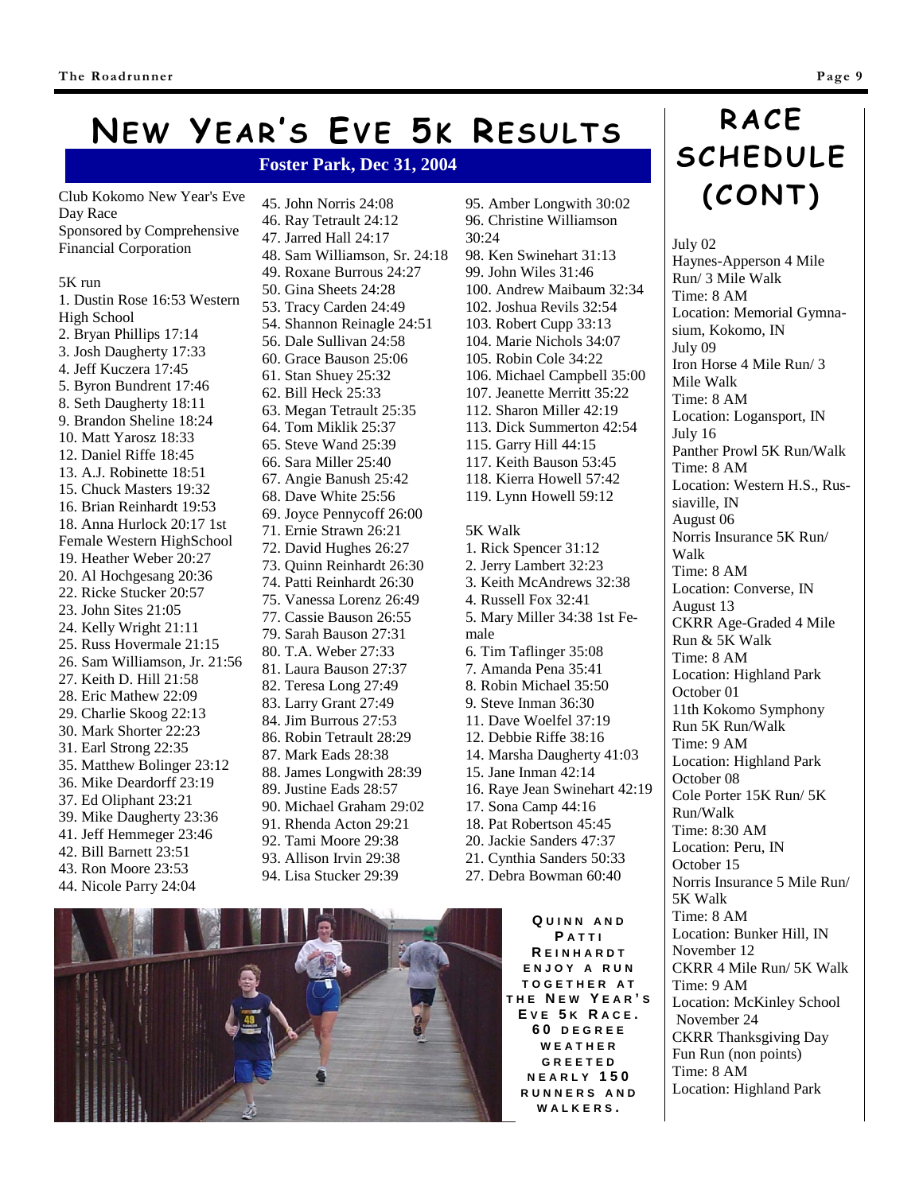# New Year's Eve 5k Results

**Foster Park, Dec 31, 2004**

Club Kokomo New Year's Eve Day Race
Sponsored by Comprehensive Financial Corporation

5K run

1. Dustin Rose 16:53 Western High School
2. Bryan Phillips 17:14
3. Josh Daugherty 17:33
4. Jeff Kuczera 17:45
5. Byron Bundrent 17:46
8. Seth Daugherty 18:11
9. Brandon Sheline 18:24
10. Matt Yarosz 18:33
12. Daniel Riffe 18:45
13. A.J. Robinette 18:51
15. Chuck Masters 19:32
16. Brian Reinhardt 19:53
18. Anna Hurlock 20:17 1st Female Western HighSchool
19. Heather Weber 20:27
20. Al Hochgesang 20:36
22. Ricke Stucker 20:57
23. John Sites 21:05
24. Kelly Wright 21:11
25. Russ Hovermale 21:15
26. Sam Williamson, Jr. 21:56
27. Keith D. Hill 21:58
28. Eric Mathew 22:09
29. Charlie Skoog 22:13
30. Mark Shorter 22:23
31. Earl Strong 22:35
35. Matthew Bolinger 23:12
36. Mike Deardorff 23:19
37. Ed Oliphant 23:21
39. Mike Daugherty 23:36
41. Jeff Hemmeger 23:46
42. Bill Barnett 23:51
43. Ron Moore 23:53
44. Nicole Parry 24:04
45. John Norris 24:08
46. Ray Tetrault 24:12
47. Jarred Hall 24:17
48. Sam Williamson, Sr. 24:18
49. Roxane Burrous 24:27
50. Gina Sheets 24:28
53. Tracy Carden 24:49
54. Shannon Reinagle 24:51
56. Dale Sullivan 24:58
60. Grace Bauson 25:06
61. Stan Shuey 25:32
62. Bill Heck 25:33
63. Megan Tetrault 25:35
64. Tom Miklik 25:37
65. Steve Wand 25:39
66. Sara Miller 25:40
67. Angie Banush 25:42
68. Dave White 25:56
69. Joyce Pennycoff 26:00
71. Ernie Strawn 26:21
72. David Hughes 26:27
73. Quinn Reinhardt 26:30
74. Patti Reinhardt 26:30
75. Vanessa Lorenz 26:49
77. Cassie Bauson 26:55
79. Sarah Bauson 27:31
80. T.A. Weber 27:33
81. Laura Bauson 27:37
82. Teresa Long 27:49
83. Larry Grant 27:49
84. Jim Burrous 27:53
86. Robin Tetrault 28:29
87. Mark Eads 28:38
88. James Longwith 28:39
89. Justine Eads 28:57
90. Michael Graham 29:02
91. Rhenda Acton 29:21
92. Tami Moore 29:38
93. Allison Irvin 29:38
94. Lisa Stucker 29:39
95. Amber Longwith 30:02
96. Christine Williamson 30:24
98. Ken Swinehart 31:13
99. John Wiles 31:46
100. Andrew Maibaum 32:34
102. Joshua Revils 32:54
103. Robert Cupp 33:13
104. Marie Nichols 34:07
105. Robin Cole 34:22
106. Michael Campbell 35:00
107. Jeanette Merritt 35:22
112. Sharon Miller 42:19
113. Dick Summerton 42:54
115. Garry Hill 44:15
117. Keith Bauson 53:45
118. Kierra Howell 57:42
119. Lynn Howell 59:12

5K Walk

1. Rick Spencer 31:12
2. Jerry Lambert 32:23
3. Keith McAndrews 32:38
4. Russell Fox 32:41
5. Mary Miller 34:38 1st Female
6. Tim Taflinger 35:08
7. Amanda Pena 35:41
8. Robin Michael 35:50
9. Steve Inman 36:30
11. Dave Woelfel 37:19
12. Debbie Riffe 38:16
14. Marsha Daugherty 41:03
15. Jane Inman 42:14
16. Raye Jean Swinehart 42:19
17. Sona Camp 44:16
18. Pat Robertson 45:45
20. Jackie Sanders 47:37
21. Cynthia Sanders 50:33
27. Debra Bowman 60:40

Quinn and Patti Reinhardt enjoy a run together at the New Year's Eve 5k Race. 60 degree weather greeted nearly 150 runners and walkers.

# Race Schedule (Cont)

July 02
Haynes-Apperson 4 Mile Run/ 3 Mile Walk
Time: 8 AM
Location: Memorial Gymnasium, Kokomo, IN

July 09
Iron Horse 4 Mile Run/ 3 Mile Walk
Time: 8 AM
Location: Logansport, IN

July 16
Panther Prowl 5K Run/Walk
Time: 8 AM
Location: Western H.S., Russiaville, IN

August 06
Norris Insurance 5K Run/ Walk
Time: 8 AM
Location: Converse, IN

August 13
CKRR Age-Graded 4 Mile Run & 5K Walk
Time: 8 AM
Location: Highland Park

October 01
11th Kokomo Symphony Run 5K Run/Walk
Time: 9 AM
Location: Highland Park

October 08
Cole Porter 15K Run/ 5K Run/Walk
Time: 8:30 AM
Location: Peru, IN

October 15
Norris Insurance 5 Mile Run/ 5K Walk
Time: 8 AM
Location: Bunker Hill, IN

November 12
CKRR 4 Mile Run/ 5K Walk
Time: 9 AM
Location: McKinley School

November 24
CKRR Thanksgiving Day Fun Run (non points)
Time: 8 AM
Location: Highland Park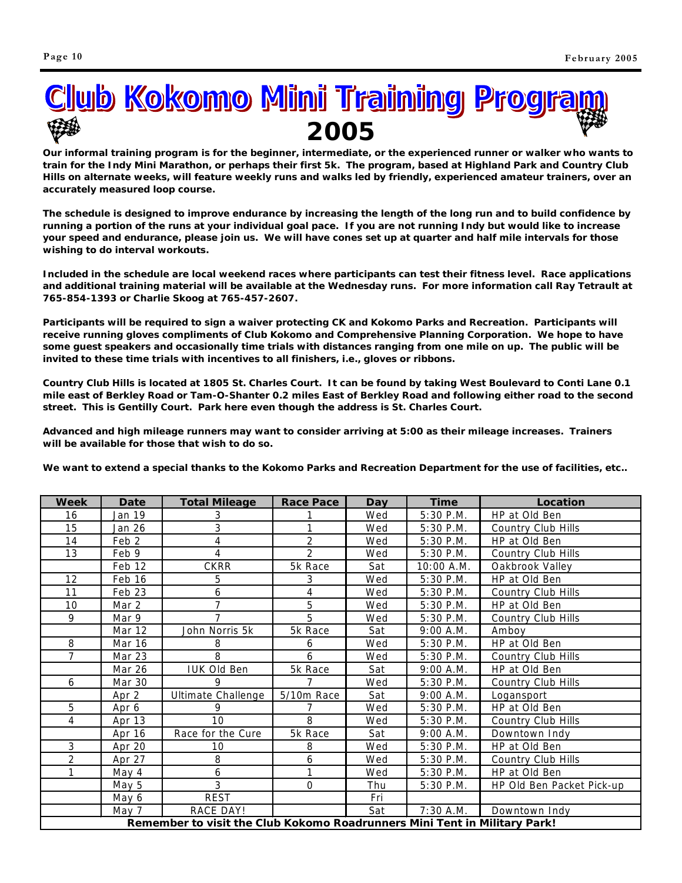# Club Kokomo Mini Training Program 2005

**Our informal training program is for the beginner, intermediate, or the experienced runner or walker who wants to train for the Indy Mini Marathon, or perhaps their first 5k. The program, based at Highland Park and Country Club Hills on alternate weeks, will feature weekly runs and walks led by friendly, experienced amateur trainers, over an accurately measured loop course.**

**The schedule is designed to improve endurance by increasing the length of the long run and to build confidence by running a portion of the runs at your individual goal pace. If you are not running Indy but would like to increase your speed and endurance, please join us. We will have cones set up at quarter and half mile intervals for those wishing to do interval workouts.**

**Included in the schedule are local weekend races where participants can test their fitness level. Race applications and additional training material will be available at the Wednesday runs. For more information call Ray Tetrault at 765-854-1393 or Charlie Skoog at 765-457-2607.**

**Participants will be required to sign a waiver protecting CK and Kokomo Parks and Recreation. Participants will receive running gloves compliments of Club Kokomo and Comprehensive Planning Corporation. We hope to have some guest speakers and occasionally time trials with distances ranging from one mile on up. The public will be invited to these time trials with incentives to all finishers, i.e., gloves or ribbons.**

**Country Club Hills is located at 1805 St. Charles Court. It can be found by taking West Boulevard to Conti Lane 0.1 mile east of Berkley Road or Tam-O-Shanter 0.2 miles East of Berkley Road and following either road to the second street. This is Gentilly Court. Park here even though the address is St. Charles Court.**

**Advanced and high mileage runners may want to consider arriving at 5:00 as their mileage increases. Trainers will be available for those that wish to do so.**

**We want to extend a special thanks to the Kokomo Parks and Recreation Department for the use of facilities, etc..**

| Week | Date | Total Mileage | Race Pace | Day | Time | Location |
|---|---|---|---|---|---|---|
| 16 | Jan 19 | 3 | 1 | Wed | 5:30 P.M. | HP at Old Ben |
| 15 | Jan 26 | 3 | 1 | Wed | 5:30 P.M. | Country Club Hills |
| 14 | Feb 2 | 4 | 2 | Wed | 5:30 P.M. | HP at Old Ben |
| 13 | Feb 9 | 4 | 2 | Wed | 5:30 P.M. | Country Club Hills |
| | Feb 12 | CKRR | 5k Race | Sat | 10:00 A.M. | Oakbrook Valley |
| 12 | Feb 16 | 5 | 3 | Wed | 5:30 P.M. | HP at Old Ben |
| 11 | Feb 23 | 6 | 4 | Wed | 5:30 P.M. | Country Club Hills |
| 10 | Mar 2 | 7 | 5 | Wed | 5:30 P.M. | HP at Old Ben |
| 9 | Mar 9 | 7 | 5 | Wed | 5:30 P.M. | Country Club Hills |
| | Mar 12 | John Norris 5k | 5k Race | Sat | 9:00 A.M. | Amboy |
| 8 | Mar 16 | 8 | 6 | Wed | 5:30 P.M. | HP at Old Ben |
| 7 | Mar 23 | 8 | 6 | Wed | 5:30 P.M. | Country Club Hills |
| | Mar 26 | IUK Old Ben | 5k Race | Sat | 9:00 A.M. | HP at Old Ben |
| 6 | Mar 30 | 9 | 7 | Wed | 5:30 P.M. | Country Club Hills |
| | Apr 2 | Ultimate Challenge | 5/10m Race | Sat | 9:00 A.M. | Logansport |
| 5 | Apr 6 | 9 | 7 | Wed | 5:30 P.M. | HP at Old Ben |
| 4 | Apr 13 | 10 | 8 | Wed | 5:30 P.M. | Country Club Hills |
| | Apr 16 | Race for the Cure | 5k Race | Sat | 9:00 A.M. | Downtown Indy |
| 3 | Apr 20 | 10 | 8 | Wed | 5:30 P.M. | HP at Old Ben |
| 2 | Apr 27 | 8 | 6 | Wed | 5:30 P.M. | Country Club Hills |
| 1 | May 4 | 6 | 1 | Wed | 5:30 P.M. | HP at Old Ben |
| | May 5 | 3 | 0 | Thu | 5:30 P.M. | HP Old Ben Packet Pick-up |
| | May 6 | REST | | Fri | | |
| | May 7 | RACE DAY! | | Sat | 7:30 A.M. | Downtown Indy |

**Remember to visit the Club Kokomo Roadrunners Mini Tent in Military Park!**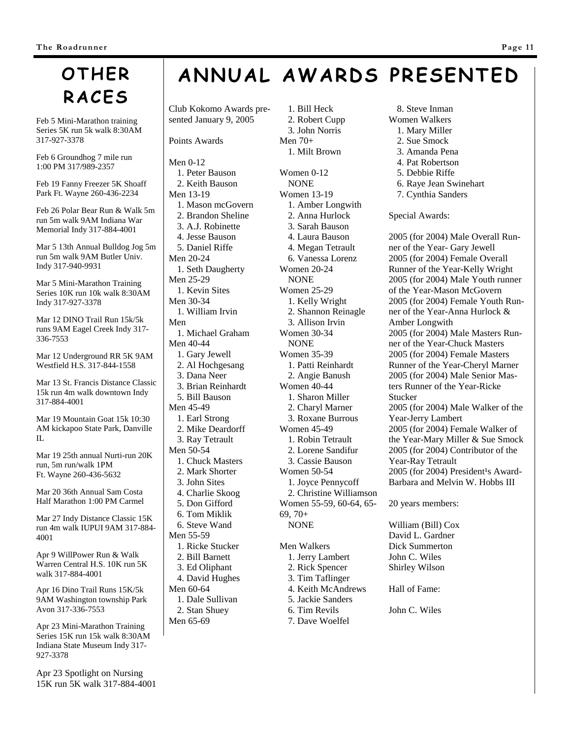# OTHER RACES

Feb 5 Mini-Marathon training Series 5K run 5k walk 8:30AM 317-927-3378

Feb 6 Groundhog 7 mile run 1:00 PM 317/989-2357

Feb 19 Fanny Freezer 5K Shoaff Park Ft. Wayne 260-436-2234

Feb 26 Polar Bear Run & Walk 5m run 5m walk 9AM Indiana War Memorial Indy 317-884-4001

Mar 5 13th Annual Bulldog Jog 5m run 5m walk 9AM Butler Univ. Indy 317-940-9931

Mar 5 Mini-Marathon Training Series 10K run 10k walk 8:30AM Indy 317-927-3378

Mar 12 DINO Trail Run 15k/5k runs 9AM Eagel Creek Indy 317-336-7553

Mar 12 Underground RR 5K 9AM Westfield H.S. 317-844-1558

Mar 13 St. Francis Distance Classic 15k run 4m walk downtown Indy 317-884-4001

Mar 19 Mountain Goat 15k 10:30 AM kickapoo State Park, Danville IL

Mar 19 25th annual Nurti-run 20K run, 5m run/walk 1PM Ft. Wayne 260-436-5632

Mar 20 36th Annual Sam Costa Half Marathon 1:00 PM Carmel

Mar 27 Indy Distance Classic 15K run 4m walk IUPUI 9AM 317-884-4001

Apr 9 WillPower Run & Walk Warren Central H.S. 10K run 5K walk 317-884-4001

Apr 16 Dino Trail Runs 15K/5k 9AM Washington township Park Avon 317-336-7553

Apr 23 Mini-Marathon Training Series 15K run 15k walk 8:30AM Indiana State Museum Indy 317-927-3378

Apr 23 Spotlight on Nursing 15K run 5K walk 317-884-4001

# ANNUAL AWARDS PRESENTED

Club Kokomo Awards presented January 9, 2005

Points Awards

Men 0-12
1. Peter Bauson
2. Keith Bauson

Men 13-19
1. Mason mcGovern
2. Brandon Sheline
3. A.J. Robinette
4. Jesse Bauson
5. Daniel Riffe

Men 20-24
1. Seth Daugherty

Men 25-29
1. Kevin Sites

Men 30-34
1. William Irvin

Men
1. Michael Graham

Men 40-44
1. Gary Jewell
2. Al Hochgesang
3. Dana Neer
3. Brian Reinhardt
5. Bill Bauson

Men 45-49
1. Earl Strong
2. Mike Deardorff
3. Ray Tetrault

Men 50-54
1. Chuck Masters
2. Mark Shorter
3. John Sites
4. Charlie Skoog
5. Don Gifford
6. Tom Miklik
6. Steve Wand

Men 55-59
1. Ricke Stucker
2. Bill Barnett
3. Ed Oliphant
4. David Hughes

Men 60-64
1. Dale Sullivan
2. Stan Shuey

Men 65-69
1. Bill Heck
2. Robert Cupp
3. John Norris

Men 70+
1. Milt Brown

Women 0-12
NONE

Women 13-19
1. Amber Longwith
2. Anna Hurlock
3. Sarah Bauson
4. Laura Bauson
4. Megan Tetrault
6. Vanessa Lorenz

Women 20-24
NONE

Women 25-29
1. Kelly Wright
2. Shannon Reinagle
3. Allison Irvin

Women 30-34
NONE

Women 35-39
1. Patti Reinhardt
2. Angie Banush

Women 40-44
1. Sharon Miller
2. Charyl Marner
3. Roxane Burrous

Women 45-49
1. Robin Tetrault
2. Lorene Sandifur
3. Cassie Bauson

Women 50-54
1. Joyce Pennycoff
2. Christine Williamson

Women 55-59, 60-64, 65-69, 70+
NONE

Men Walkers
1. Jerry Lambert
2. Rick Spencer
3. Tim Taflinger
4. Keith McAndrews
5. Jackie Sanders
6. Tim Revils
7. Dave Woelfel
8. Steve Inman

Women Walkers
1. Mary Miller
2. Sue Smock
3. Amanda Pena
4. Pat Robertson
5. Debbie Riffe
6. Raye Jean Swinehart
7. Cynthia Sanders

Special Awards:

2005 (for 2004) Male Overall Runner of the Year- Gary Jewell
2005 (for 2004) Female Overall Runner of the Year-Kelly Wright
2005 (for 2004) Male Youth runner of the Year-Mason McGovern
2005 (for 2004) Female Youth Runner of the Year-Anna Hurlock & Amber Longwith
2005 (for 2004) Male Masters Runner of the Year-Chuck Masters
2005 (for 2004) Female Masters Runner of the Year-Cheryl Marner
2005 (for 2004) Male Senior Masters Runner of the Year-Ricke Stucker
2005 (for 2004) Male Walker of the Year-Jerry Lambert
2005 (for 2004) Female Walker of the Year-Mary Miller & Sue Smock
2005 (for 2004) Contributor of the Year-Ray Tetrault
2005 (for 2004) President¹s Award-Barbara and Melvin W. Hobbs III

20 years members:

William (Bill) Cox
David L. Gardner
Dick Summerton
John C. Wiles
Shirley Wilson

Hall of Fame:

John C. Wiles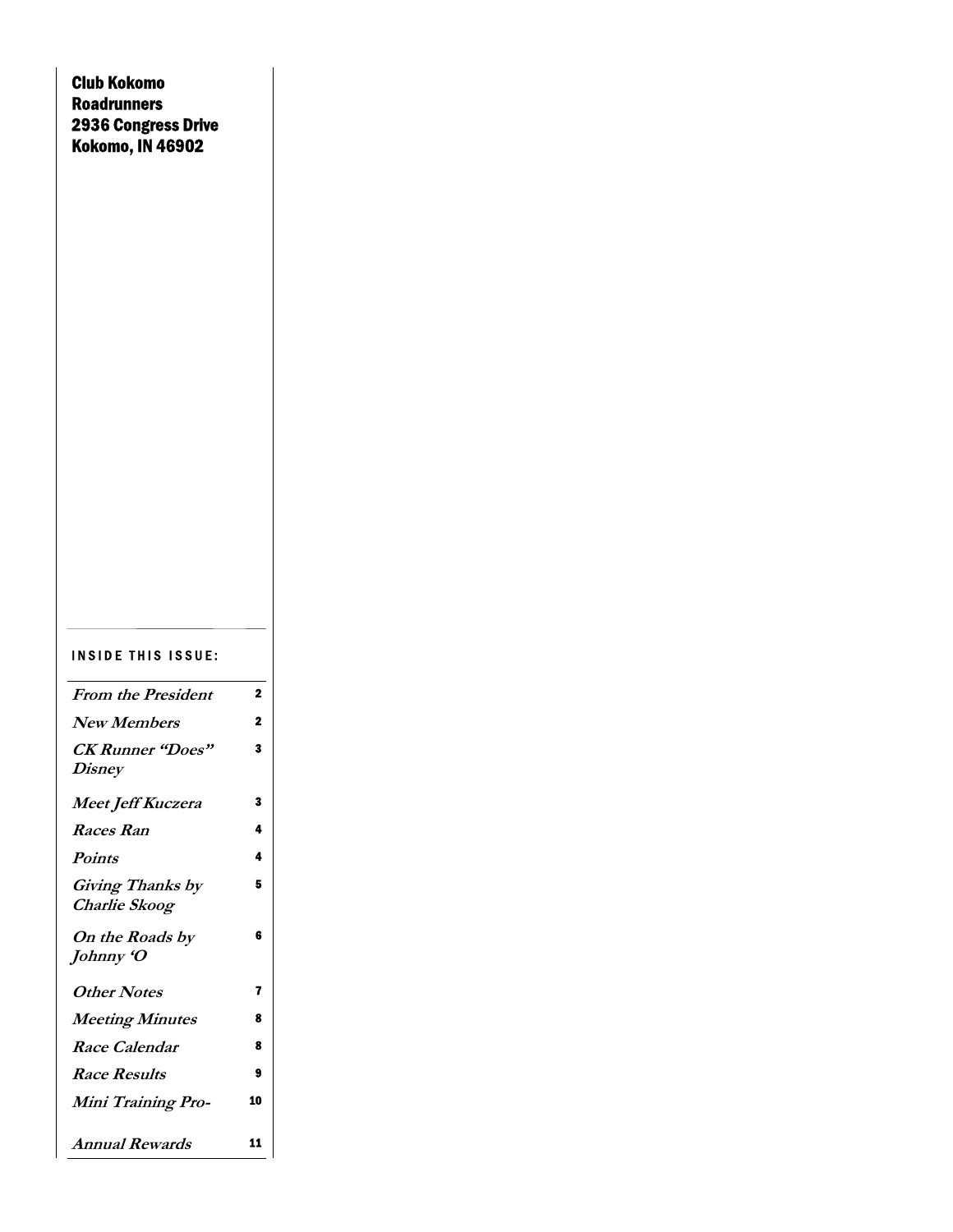Club Kokomo
Roadrunners
2936 Congress Drive
Kokomo, IN 46902

**INSIDE THIS ISSUE:**

| | |
|---|---|
| *From the President* | 2 |
| *New Members* | 2 |
| *CK Runner "Does" Disney* | 3 |
| *Meet Jeff Kuczera* | 3 |
| *Races Ran* | 4 |
| *Points* | 4 |
| *Giving Thanks by Charlie Skoog* | 5 |
| *On the Roads by Johnny 'O* | 6 |
| *Other Notes* | 7 |
| *Meeting Minutes* | 8 |
| *Race Calendar* | 8 |
| *Race Results* | 9 |
| *Mini Training Pro-* | 10 |
| *Annual Rewards* | 11 |